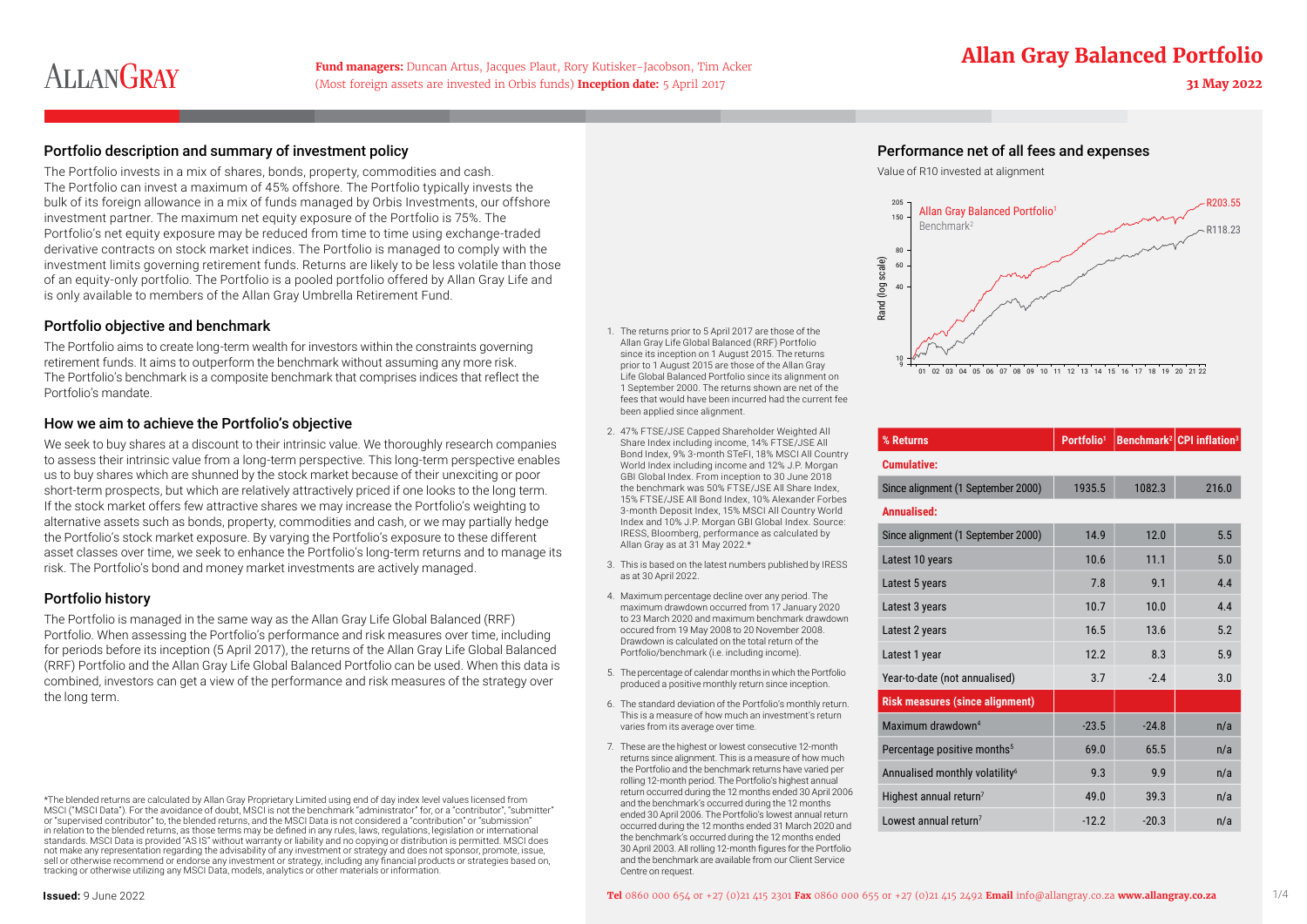# Allan Gray Balanced Portfolio

**31 May 2022**

**Fund managers:** Duncan Artus, Jacques Plaut, Rory Kutisker-Jacobson, Tim Acker
(Most foreign assets are invested in Orbis funds) **Inception date:** 5 April 2017

## Portfolio description and summary of investment policy

The Portfolio invests in a mix of shares, bonds, property, commodities and cash. The Portfolio can invest a maximum of 45% offshore. The Portfolio typically invests the bulk of its foreign allowance in a mix of funds managed by Orbis Investments, our offshore investment partner. The maximum net equity exposure of the Portfolio is 75%. The Portfolio's net equity exposure may be reduced from time to time using exchange-traded derivative contracts on stock market indices. The Portfolio is managed to comply with the investment limits governing retirement funds. Returns are likely to be less volatile than those of an equity-only portfolio. The Portfolio is a pooled portfolio offered by Allan Gray Life and is only available to members of the Allan Gray Umbrella Retirement Fund.

## Portfolio objective and benchmark

The Portfolio aims to create long-term wealth for investors within the constraints governing retirement funds. It aims to outperform the benchmark without assuming any more risk. The Portfolio's benchmark is a composite benchmark that comprises indices that reflect the Portfolio's mandate.

## How we aim to achieve the Portfolio's objective

We seek to buy shares at a discount to their intrinsic value. We thoroughly research companies to assess their intrinsic value from a long-term perspective. This long-term perspective enables us to buy shares which are shunned by the stock market because of their unexciting or poor short-term prospects, but which are relatively attractively priced if one looks to the long term. If the stock market offers few attractive shares we may increase the Portfolio's weighting to alternative assets such as bonds, property, commodities and cash, or we may partially hedge the Portfolio's stock market exposure. By varying the Portfolio's exposure to these different asset classes over time, we seek to enhance the Portfolio's long-term returns and to manage its risk. The Portfolio's bond and money market investments are actively managed.

## Portfolio history

The Portfolio is managed in the same way as the Allan Gray Life Global Balanced (RRF) Portfolio. When assessing the Portfolio's performance and risk measures over time, including for periods before its inception (5 April 2017), the returns of the Allan Gray Life Global Balanced (RRF) Portfolio and the Allan Gray Life Global Balanced Portfolio can be used. When this data is combined, investors can get a view of the performance and risk measures of the strategy over the long term.

*The blended returns are calculated by Allan Gray Proprietary Limited using end of day index level values licensed from MSCI ("MSCI Data"). For the avoidance of doubt, MSCI is not the benchmark "administrator" for, or a "contributor", "submitter" or "supervised contributor" to, the blended returns, and the MSCI Data is not considered a "contribution" or "submission" in relation to the blended returns, as those terms may be defined in any rules, laws, regulations, legislation or international standards. MSCI Data is provided "AS IS" without warranty or liability and no copying or distribution is permitted. MSCI does not make any representation regarding the advisability of any investment or strategy and does not sponsor, promote, issue, sell or otherwise recommend or endorse any investment or strategy, including any financial products or strategies based on, tracking or otherwise utilizing any MSCI Data, models, analytics or other materials or information.

## Performance net of all fees and expenses

Value of R10 invested at alignment

Allan Gray Balanced Portfolio[1]: R203.55
Benchmark[2]: R118.23

| % Returns | Portfolio[1] | Benchmark[2] | CPI inflation[3] |
|---|---|---|---|
| **Cumulative:** | | | |
| Since alignment (1 September 2000) | 1935.5 | 1082.3 | 216.0 |
| **Annualised:** | | | |
| Since alignment (1 September 2000) | 14.9 | 12.0 | 5.5 |
| Latest 10 years | 10.6 | 11.1 | 5.0 |
| Latest 5 years | 7.8 | 9.1 | 4.4 |
| Latest 3 years | 10.7 | 10.0 | 4.4 |
| Latest 2 years | 16.5 | 13.6 | 5.2 |
| Latest 1 year | 12.2 | 8.3 | 5.9 |
| Year-to-date (not annualised) | 3.7 | -2.4 | 3.0 |
| **Risk measures (since alignment)** | | | |
| Maximum drawdown[4] | -23.5 | -24.8 | n/a |
| Percentage positive months[5] | 69.0 | 65.5 | n/a |
| Annualised monthly volatility[6] | 9.3 | 9.9 | n/a |
| Highest annual return[7] | 49.0 | 39.3 | n/a |
| Lowest annual return[7] | -12.2 | -20.3 | n/a |

1. The returns prior to 5 April 2017 are those of the Allan Gray Life Global Balanced (RRF) Portfolio since its inception on 1 August 2015. The returns prior to 1 August 2015 are those of the Allan Gray Life Global Balanced Portfolio since its alignment on 1 September 2000. The returns shown are net of the fees that would have been incurred had the current fee been applied since alignment.
2. 47% FTSE/JSE Capped Shareholder Weighted All Share Index including income, 14% FTSE/JSE All Bond Index, 9% 3-month STeFI, 18% MSCI All Country World Index including income and 12% J.P. Morgan GBI Global Index. From inception to 30 June 2018 the benchmark was 50% FTSE/JSE All Share Index, 15% FTSE/JSE All Bond Index, 15% Alexander Forbes 3-month Deposit Index, 10% MSCI All Country World Index and 10% J.P. Morgan GBI Global Index. Source: IRESS, Bloomberg, performance as calculated by Allan Gray as at 31 May 2022.*
3. This is based on the latest numbers published by IRESS as at 30 April 2022.
4. Maximum percentage decline over any period. The maximum drawdown occurred from 17 January 2020 to 23 March 2020 and maximum benchmark drawdown occured from 19 May 2008 to 20 November 2008. Drawdown is calculated on the total return of the Portfolio/benchmark (i.e. including income).
5. The percentage of calendar months in which the Portfolio produced a positive monthly return since inception.
6. The standard deviation of the Portfolio's monthly return. This is a measure of how much an investment's return varies from its average over time.
7. These are the highest or lowest consecutive 12-month returns since alignment. This is a measure of how much the Portfolio and the benchmark returns have varied per rolling 12-month period. The Portfolio's highest annual return occurred during the 12 months ended 30 April 2006 and the benchmark's occurred during the 12 months ended 30 April 2006. The Portfolio's lowest annual return occurred during the 12 months ended 31 March 2020 and the benchmark's occurred during the 12 months ended 30 April 2003. All rolling 12-month figures for the Portfolio and the benchmark are available from our Client Service Centre on request.

**Issued:** 9 June 2022

**Tel** 0860 000 654 or +27 (0)21 415 2301 **Fax** 0860 000 655 or +27 (0)21 415 2492 **Email** info@allangray.co.za **www.allangray.co.za**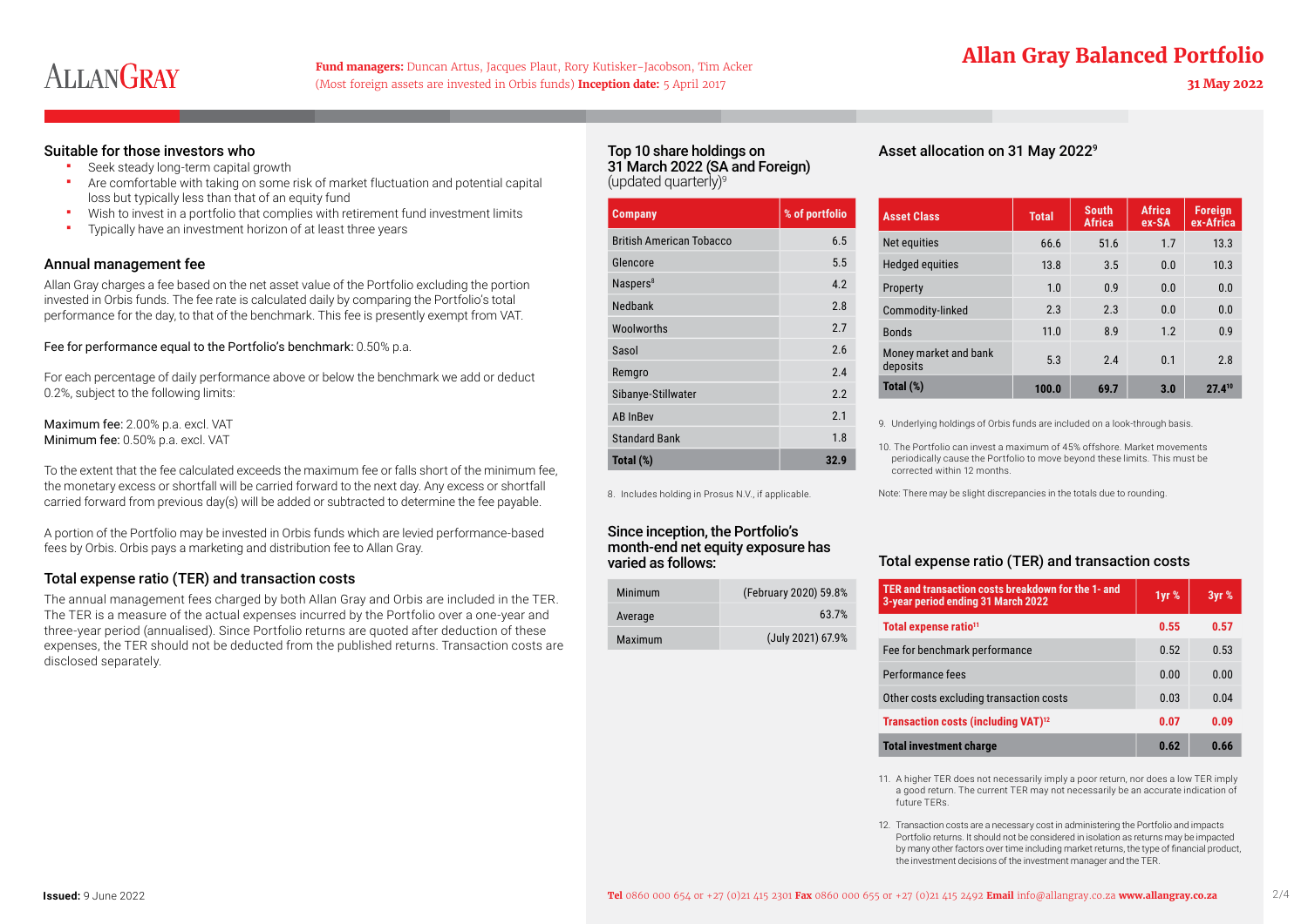# Allan Gray Balanced Portfolio

**Fund managers:** Duncan Artus, Jacques Plaut, Rory Kutisker-Jacobson, Tim Acker
(Most foreign assets are invested in Orbis funds) **Inception date:** 5 April 2017

**31 May 2022**

## Suitable for those investors who

- Seek steady long-term capital growth
- Are comfortable with taking on some risk of market fluctuation and potential capital loss but typically less than that of an equity fund
- Wish to invest in a portfolio that complies with retirement fund investment limits
- Typically have an investment horizon of at least three years

## Annual management fee

Allan Gray charges a fee based on the net asset value of the Portfolio excluding the portion invested in Orbis funds. The fee rate is calculated daily by comparing the Portfolio's total performance for the day, to that of the benchmark. This fee is presently exempt from VAT.

Fee for performance equal to the Portfolio's benchmark: 0.50% p.a.

For each percentage of daily performance above or below the benchmark we add or deduct 0.2%, subject to the following limits:

Maximum fee: 2.00% p.a. excl. VAT
Minimum fee: 0.50% p.a. excl. VAT

To the extent that the fee calculated exceeds the maximum fee or falls short of the minimum fee, the monetary excess or shortfall will be carried forward to the next day. Any excess or shortfall carried forward from previous day(s) will be added or subtracted to determine the fee payable.

A portion of the Portfolio may be invested in Orbis funds which are levied performance-based fees by Orbis. Orbis pays a marketing and distribution fee to Allan Gray.

## Total expense ratio (TER) and transaction costs

The annual management fees charged by both Allan Gray and Orbis are included in the TER. The TER is a measure of the actual expenses incurred by the Portfolio over a one-year and three-year period (annualised). Since Portfolio returns are quoted after deduction of these expenses, the TER should not be deducted from the published returns. Transaction costs are disclosed separately.

## Top 10 share holdings on 31 March 2022 (SA and Foreign) (updated quarterly)[9]

| Company | % of portfolio |
|---|---|
| British American Tobacco | 6.5 |
| Glencore | 5.5 |
| Naspers[8] | 4.2 |
| Nedbank | 2.8 |
| Woolworths | 2.7 |
| Sasol | 2.6 |
| Remgro | 2.4 |
| Sibanye-Stillwater | 2.2 |
| AB InBev | 2.1 |
| Standard Bank | 1.8 |
| **Total (%)** | **32.9** |

8. Includes holding in Prosus N.V., if applicable.

## Since inception, the Portfolio's month-end net equity exposure has varied as follows:

| | |
|---|---|
| Minimum | (February 2020) 59.8% |
| Average | 63.7% |
| Maximum | (July 2021) 67.9% |

## Asset allocation on 31 May 2022[9]

| Asset Class | Total | South Africa | Africa ex-SA | Foreign ex-Africa |
|---|---|---|---|---|
| Net equities | 66.6 | 51.6 | 1.7 | 13.3 |
| Hedged equities | 13.8 | 3.5 | 0.0 | 10.3 |
| Property | 1.0 | 0.9 | 0.0 | 0.0 |
| Commodity-linked | 2.3 | 2.3 | 0.0 | 0.0 |
| Bonds | 11.0 | 8.9 | 1.2 | 0.9 |
| Money market and bank deposits | 5.3 | 2.4 | 0.1 | 2.8 |
| **Total (%)** | **100.0** | **69.7** | **3.0** | **27.4[10]** |

9. Underlying holdings of Orbis funds are included on a look-through basis.

10. The Portfolio can invest a maximum of 45% offshore. Market movements periodically cause the Portfolio to move beyond these limits. This must be corrected within 12 months.

Note: There may be slight discrepancies in the totals due to rounding.

## Total expense ratio (TER) and transaction costs

| TER and transaction costs breakdown for the 1- and 3-year period ending 31 March 2022 | 1yr % | 3yr % |
|---|---|---|
| **Total expense ratio[11]** | **0.55** | **0.57** |
| Fee for benchmark performance | 0.52 | 0.53 |
| Performance fees | 0.00 | 0.00 |
| Other costs excluding transaction costs | 0.03 | 0.04 |
| **Transaction costs (including VAT)[12]** | **0.07** | **0.09** |
| **Total investment charge** | **0.62** | **0.66** |

11. A higher TER does not necessarily imply a poor return, nor does a low TER imply a good return. The current TER may not necessarily be an accurate indication of future TERs.

12. Transaction costs are a necessary cost in administering the Portfolio and impacts Portfolio returns. It should not be considered in isolation as returns may be impacted by many other factors over time including market returns, the type of financial product, the investment decisions of the investment manager and the TER.

**Issued:** 9 June 2022

**Tel** 0860 000 654 or +27 (0)21 415 2301 **Fax** 0860 000 655 or +27 (0)21 415 2492 **Email** info@allangray.co.za **www.allangray.co.za**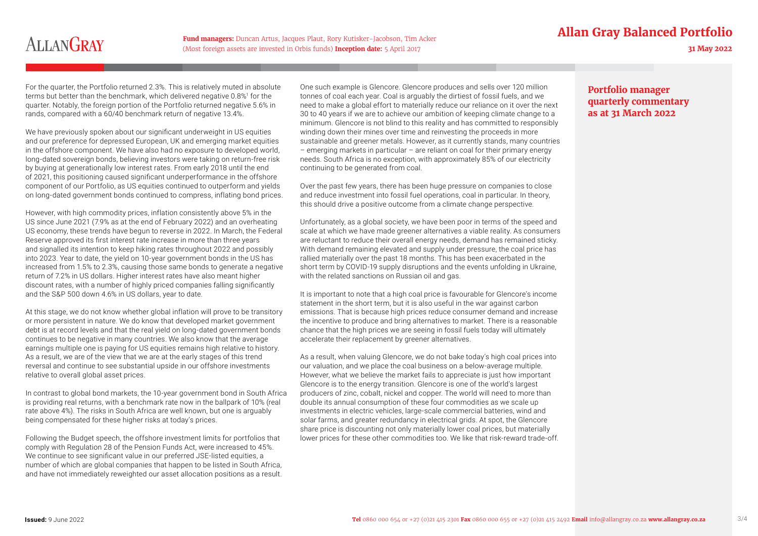## Portfolio manager quarterly commentary as at 31 March 2022

For the quarter, the Portfolio returned 2.3%. This is relatively muted in absolute terms but better than the benchmark, which delivered negative 0.8%[1] for the quarter. Notably, the foreign portion of the Portfolio returned negative 5.6% in rands, compared with a 60/40 benchmark return of negative 13.4%.

We have previously spoken about our significant underweight in US equities and our preference for depressed European, UK and emerging market equities in the offshore component. We have also had no exposure to developed world, long-dated sovereign bonds, believing investors were taking on return-free risk by buying at generationally low interest rates. From early 2018 until the end of 2021, this positioning caused significant underperformance in the offshore component of our Portfolio, as US equities continued to outperform and yields on long-dated government bonds continued to compress, inflating bond prices.

However, with high commodity prices, inflation consistently above 5% in the US since June 2021 (7.9% as at the end of February 2022) and an overheating US economy, these trends have begun to reverse in 2022. In March, the Federal Reserve approved its first interest rate increase in more than three years and signalled its intention to keep hiking rates throughout 2022 and possibly into 2023. Year to date, the yield on 10-year government bonds in the US has increased from 1.5% to 2.3%, causing those same bonds to generate a negative return of 7.2% in US dollars. Higher interest rates have also meant higher discount rates, with a number of highly priced companies falling significantly and the S&P 500 down 4.6% in US dollars, year to date.

At this stage, we do not know whether global inflation will prove to be transitory or more persistent in nature. We do know that developed market government debt is at record levels and that the real yield on long-dated government bonds continues to be negative in many countries. We also know that the average earnings multiple one is paying for US equities remains high relative to history. As a result, we are of the view that we are at the early stages of this trend reversal and continue to see substantial upside in our offshore investments relative to overall global asset prices.

In contrast to global bond markets, the 10-year government bond in South Africa is providing real returns, with a benchmark rate now in the ballpark of 10% (real rate above 4%). The risks in South Africa are well known, but one is arguably being compensated for these higher risks at today's prices.

Following the Budget speech, the offshore investment limits for portfolios that comply with Regulation 28 of the Pension Funds Act, were increased to 45%. We continue to see significant value in our preferred JSE-listed equities, a number of which are global companies that happen to be listed in South Africa, and have not immediately reweighted our asset allocation positions as a result.

One such example is Glencore. Glencore produces and sells over 120 million tonnes of coal each year. Coal is arguably the dirtiest of fossil fuels, and we need to make a global effort to materially reduce our reliance on it over the next 30 to 40 years if we are to achieve our ambition of keeping climate change to a minimum. Glencore is not blind to this reality and has committed to responsibly winding down their mines over time and reinvesting the proceeds in more sustainable and greener metals. However, as it currently stands, many countries – emerging markets in particular – are reliant on coal for their primary energy needs. South Africa is no exception, with approximately 85% of our electricity continuing to be generated from coal.

Over the past few years, there has been huge pressure on companies to close and reduce investment into fossil fuel operations, coal in particular. In theory, this should drive a positive outcome from a climate change perspective.

Unfortunately, as a global society, we have been poor in terms of the speed and scale at which we have made greener alternatives a viable reality. As consumers are reluctant to reduce their overall energy needs, demand has remained sticky. With demand remaining elevated and supply under pressure, the coal price has rallied materially over the past 18 months. This has been exacerbated in the short term by COVID-19 supply disruptions and the events unfolding in Ukraine, with the related sanctions on Russian oil and gas.

It is important to note that a high coal price is favourable for Glencore's income statement in the short term, but it is also useful in the war against carbon emissions. That is because high prices reduce consumer demand and increase the incentive to produce and bring alternatives to market. There is a reasonable chance that the high prices we are seeing in fossil fuels today will ultimately accelerate their replacement by greener alternatives.

As a result, when valuing Glencore, we do not bake today's high coal prices into our valuation, and we place the coal business on a below-average multiple. However, what we believe the market fails to appreciate is just how important Glencore is to the energy transition. Glencore is one of the world's largest producers of zinc, cobalt, nickel and copper. The world will need to more than double its annual consumption of these four commodities as we scale up investments in electric vehicles, large-scale commercial batteries, wind and solar farms, and greater redundancy in electrical grids. At spot, the Glencore share price is discounting not only materially lower coal prices, but materially lower prices for these other commodities too. We like that risk-reward trade-off.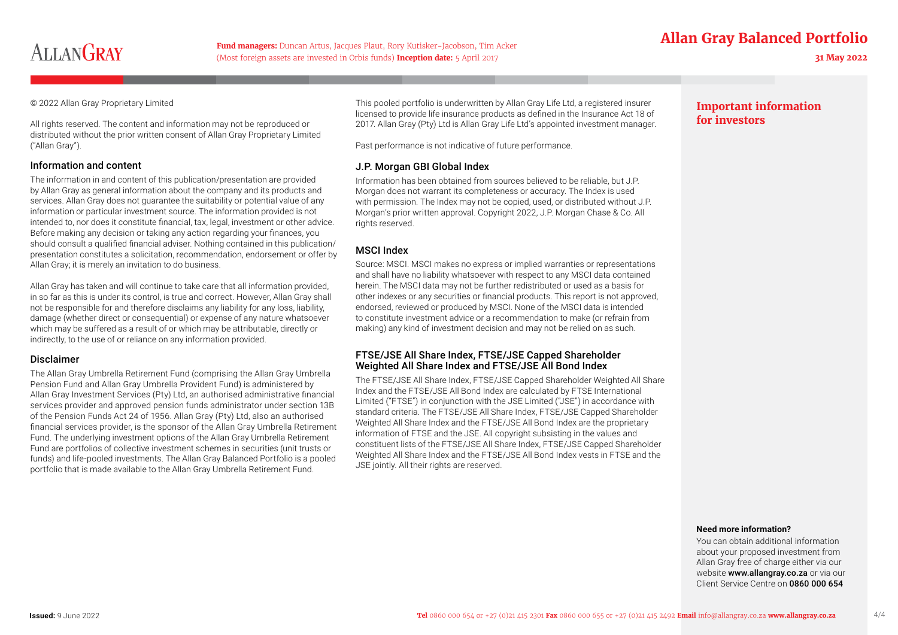© 2022 Allan Gray Proprietary Limited

All rights reserved. The content and information may not be reproduced or distributed without the prior written consent of Allan Gray Proprietary Limited ("Allan Gray").

### Information and content

The information in and content of this publication/presentation are provided by Allan Gray as general information about the company and its products and services. Allan Gray does not guarantee the suitability or potential value of any information or particular investment source. The information provided is not intended to, nor does it constitute financial, tax, legal, investment or other advice. Before making any decision or taking any action regarding your finances, you should consult a qualified financial adviser. Nothing contained in this publication/presentation constitutes a solicitation, recommendation, endorsement or offer by Allan Gray; it is merely an invitation to do business.

Allan Gray has taken and will continue to take care that all information provided, in so far as this is under its control, is true and correct. However, Allan Gray shall not be responsible for and therefore disclaims any liability for any loss, liability, damage (whether direct or consequential) or expense of any nature whatsoever which may be suffered as a result of or which may be attributable, directly or indirectly, to the use of or reliance on any information provided.

### Disclaimer

The Allan Gray Umbrella Retirement Fund (comprising the Allan Gray Umbrella Pension Fund and Allan Gray Umbrella Provident Fund) is administered by Allan Gray Investment Services (Pty) Ltd, an authorised administrative financial services provider and approved pension funds administrator under section 13B of the Pension Funds Act 24 of 1956. Allan Gray (Pty) Ltd, also an authorised financial services provider, is the sponsor of the Allan Gray Umbrella Retirement Fund. The underlying investment options of the Allan Gray Umbrella Retirement Fund are portfolios of collective investment schemes in securities (unit trusts or funds) and life-pooled investments. The Allan Gray Balanced Portfolio is a pooled portfolio that is made available to the Allan Gray Umbrella Retirement Fund.

This pooled portfolio is underwritten by Allan Gray Life Ltd, a registered insurer licensed to provide life insurance products as defined in the Insurance Act 18 of 2017. Allan Gray (Pty) Ltd is Allan Gray Life Ltd's appointed investment manager.

Past performance is not indicative of future performance.

### J.P. Morgan GBI Global Index

Information has been obtained from sources believed to be reliable, but J.P. Morgan does not warrant its completeness or accuracy. The Index is used with permission. The Index may not be copied, used, or distributed without J.P. Morgan's prior written approval. Copyright 2022, J.P. Morgan Chase & Co. All rights reserved.

### MSCI Index

Source: MSCI. MSCI makes no express or implied warranties or representations and shall have no liability whatsoever with respect to any MSCI data contained herein. The MSCI data may not be further redistributed or used as a basis for other indexes or any securities or financial products. This report is not approved, endorsed, reviewed or produced by MSCI. None of the MSCI data is intended to constitute investment advice or a recommendation to make (or refrain from making) any kind of investment decision and may not be relied on as such.

### FTSE/JSE All Share Index, FTSE/JSE Capped Shareholder Weighted All Share Index and FTSE/JSE All Bond Index

The FTSE/JSE All Share Index, FTSE/JSE Capped Shareholder Weighted All Share Index and the FTSE/JSE All Bond Index are calculated by FTSE International Limited ("FTSE") in conjunction with the JSE Limited ("JSE") in accordance with standard criteria. The FTSE/JSE All Share Index, FTSE/JSE Capped Shareholder Weighted All Share Index and the FTSE/JSE All Bond Index are the proprietary information of FTSE and the JSE. All copyright subsisting in the values and constituent lists of the FTSE/JSE All Share Index, FTSE/JSE Capped Shareholder Weighted All Share Index and the FTSE/JSE All Bond Index vests in FTSE and the JSE jointly. All their rights are reserved.

## Important information for investors

**Need more information?**

You can obtain additional information about your proposed investment from Allan Gray free of charge either via our website **www.allangray.co.za** or via our Client Service Centre on **0860 000 654**